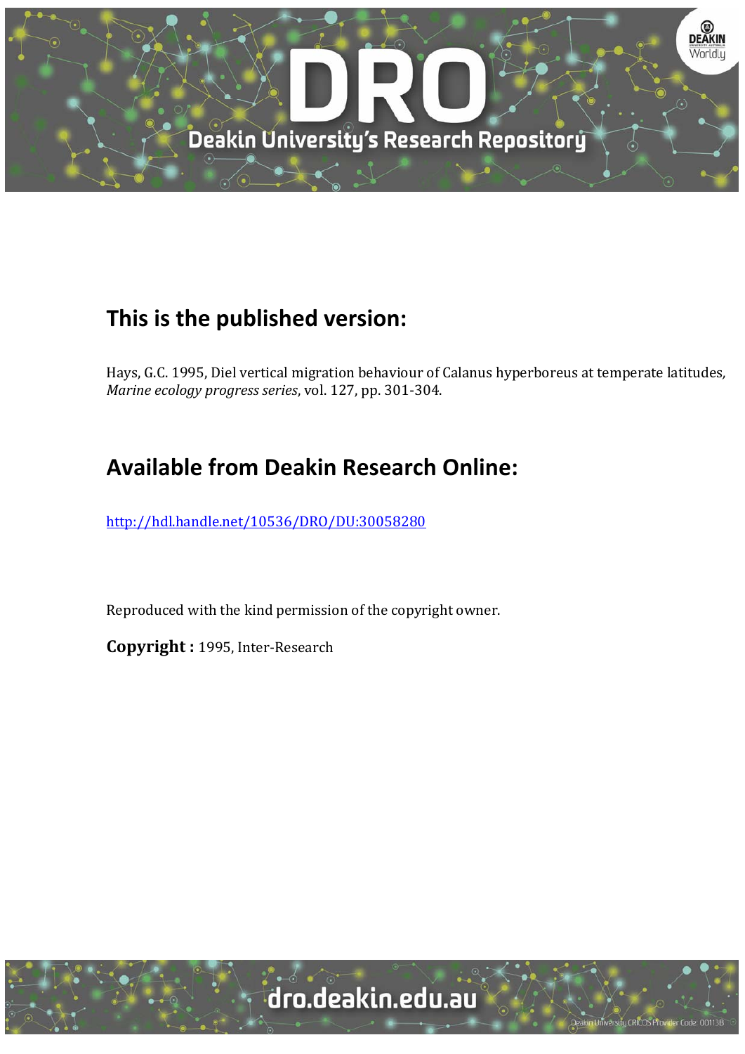## This is the published version:

Hays, G.C. 1995, Diel vertical migration behaviour of Calanus hyperboreus at temperate latitudes, *Marine ecology progress series*, vol. 127, pp. 301-304.

## Available from Deakin Research Online:

http://hdl.handle.net/10536/DRO/DU:30058280

Reproduced with the kind permission of the copyright owner.

**Copyright :** 1995, Inter-Research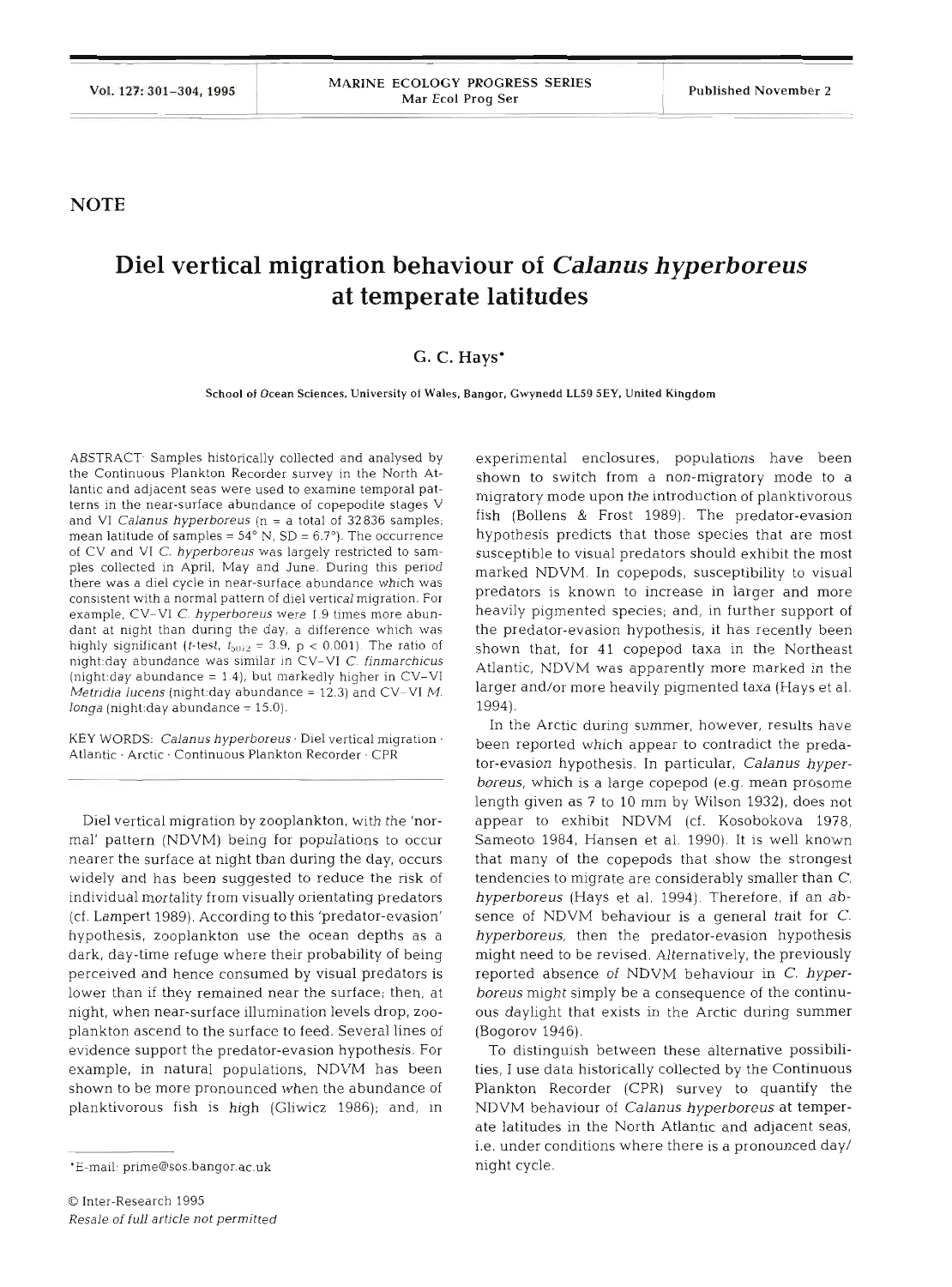## NOTE

# Diel vertical migration behaviour of *Calanus hyperboreus* at temperate latitudes

**G. C. Hays***

School of Ocean Sciences, University of Wales, Bangor, Gwynedd LL59 5EY, United Kingdom

ABSTRACT: Samples historically collected and analysed by the Continuous Plankton Recorder survey in the North Atlantic and adjacent seas were used to examine temporal patterns in the near-surface abundance of copepodite stages V and VI *Calanus hyperboreus* (n = a total of 32836 samples; mean latitude of samples = 54° N, SD = 6.7°). The occurrence of CV and VI *C. hyperboreus* was largely restricted to samples collected in April, May and June. During this period there was a diel cycle in near-surface abundance which was consistent with a normal pattern of diel vertical migration. For example, CV–VI *C. hyperboreus* were 1.9 times more abundant at night than during the day, a difference which was highly significant (*t*-test, $t_{5072} = 3.9$, $p < 0.001$). The ratio of night:day abundance was similar in CV–VI *C. finmarchicus* (night:day abundance = 1.4), but markedly higher in CV–VI *Metridia lucens* (night:day abundance = 12.3) and CV–VI *M. longa* (night:day abundance = 15.0).

KEY WORDS: *Calanus hyperboreus* · Diel vertical migration · Atlantic · Arctic · Continuous Plankton Recorder · CPR

Diel vertical migration by zooplankton, with the 'normal' pattern (NDVM) being for populations to occur nearer the surface at night than during the day, occurs widely and has been suggested to reduce the risk of individual mortality from visually orientating predators (cf. Lampert 1989). According to this 'predator-evasion' hypothesis, zooplankton use the ocean depths as a dark, day-time refuge where their probability of being perceived and hence consumed by visual predators is lower than if they remained near the surface; then, at night, when near-surface illumination levels drop, zooplankton ascend to the surface to feed. Several lines of evidence support the predator-evasion hypothesis. For example, in natural populations, NDVM has been shown to be more pronounced when the abundance of planktivorous fish is high (Gliwicz 1986); and, in experimental enclosures, populations have been shown to switch from a non-migratory mode to a migratory mode upon the introduction of planktivorous fish (Bollens & Frost 1989). The predator-evasion hypothesis predicts that those species that are most susceptible to visual predators should exhibit the most marked NDVM. In copepods, susceptibility to visual predators is known to increase in larger and more heavily pigmented species; and, in further support of the predator-evasion hypothesis, it has recently been shown that, for 41 copepod taxa in the Northeast Atlantic, NDVM was apparently more marked in the larger and/or more heavily pigmented taxa (Hays et al. 1994).

In the Arctic during summer, however, results have been reported which appear to contradict the predator-evasion hypothesis. In particular, *Calanus hyperboreus*, which is a large copepod (e.g. mean prosome length given as 7 to 10 mm by Wilson 1932), does not appear to exhibit NDVM (cf. Kosobokova 1978, Sameoto 1984, Hansen et al. 1990). It is well known that many of the copepods that show the strongest tendencies to migrate are considerably smaller than *C. hyperboreus* (Hays et al. 1994). Therefore, if an absence of NDVM behaviour is a general trait for *C. hyperboreus*, then the predator-evasion hypothesis might need to be revised. Alternatively, the previously reported absence of NDVM behaviour in *C. hyperboreus* might simply be a consequence of the continuous daylight that exists in the Arctic during summer (Bogorov 1946).

To distinguish between these alternative possibilities, I use data historically collected by the Continuous Plankton Recorder (CPR) survey to quantify the NDVM behaviour of *Calanus hyperboreus* at temperate latitudes in the North Atlantic and adjacent seas, i.e. under conditions where there is a pronounced day/night cycle.

*E-mail: prime@sos.bangor.ac.uk

© Inter-Research 1995
*Resale of full article not permitted*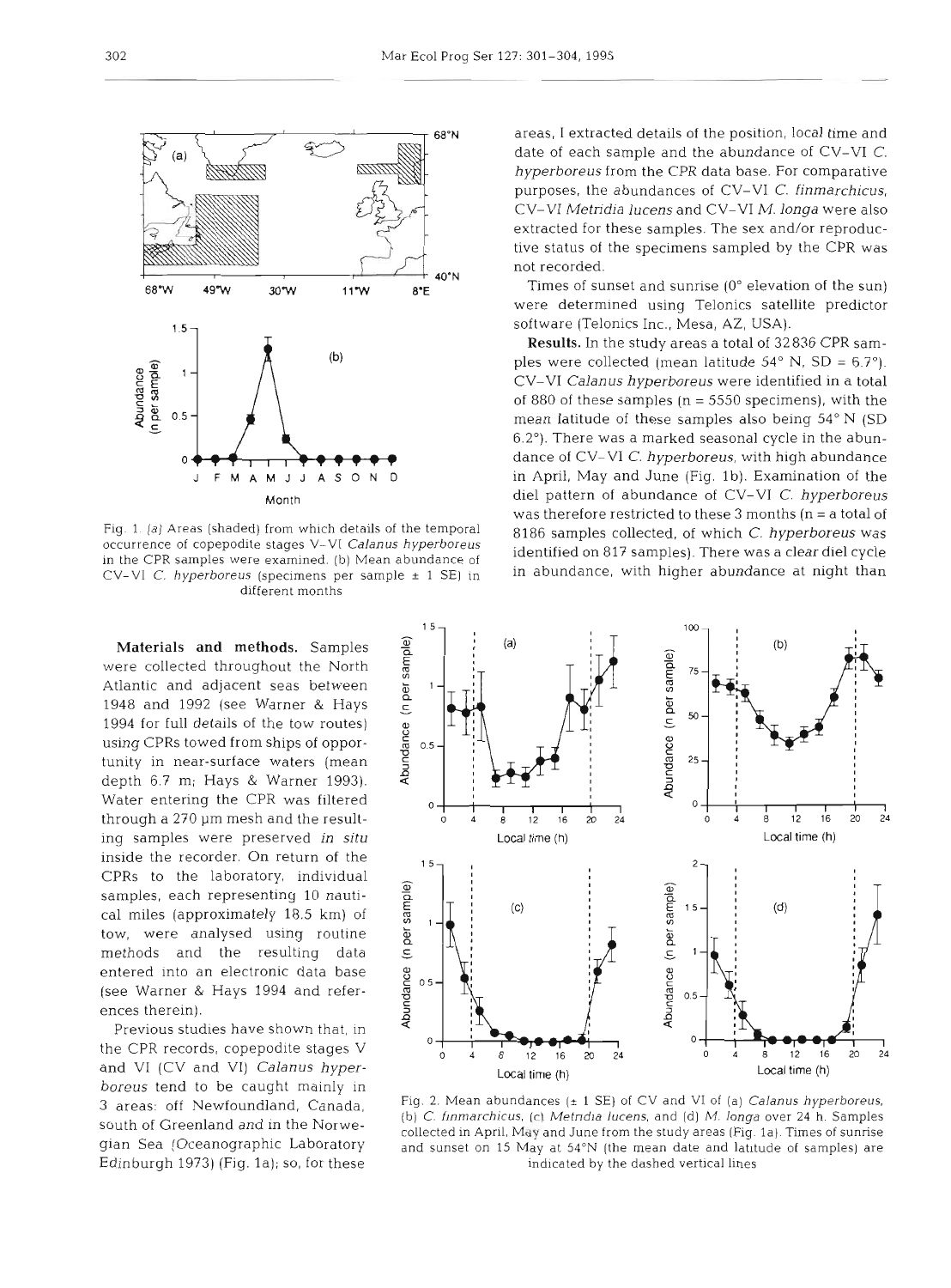Fig. 1. (a) Areas (shaded) from which details of the temporal occurrence of copepodite stages V–VI *Calanus hyperboreus* in the CPR samples were examined. (b) Mean abundance of CV–VI *C. hyperboreus* (specimens per sample ± 1 SE) in different months

**Materials and methods.** Samples were collected throughout the North Atlantic and adjacent seas between 1948 and 1992 (see Warner & Hays 1994 for full details of the tow routes) using CPRs towed from ships of opportunity in near-surface waters (mean depth 6.7 m; Hays & Warner 1993). Water entering the CPR was filtered through a 270 µm mesh and the resulting samples were preserved *in situ* inside the recorder. On return of the CPRs to the laboratory, individual samples, each representing 10 nautical miles (approximately 18.5 km) of tow, were analysed using routine methods and the resulting data entered into an electronic data base (see Warner & Hays 1994 and references therein).

Previous studies have shown that, in the CPR records, copepodite stages V and VI (CV and VI) *Calanus hyperboreus* tend to be caught mainly in 3 areas: off Newfoundland, Canada, south of Greenland and in the Norwegian Sea (Oceanographic Laboratory Edinburgh 1973) (Fig. 1a); so, for these areas, I extracted details of the position, local time and date of each sample and the abundance of CV–VI *C. hyperboreus* from the CPR data base. For comparative purposes, the abundances of CV–VI *C. finmarchicus*, CV–VI *Metridia lucens* and CV–VI *M. longa* were also extracted for these samples. The sex and/or reproductive status of the specimens sampled by the CPR was not recorded.

Times of sunset and sunrise (0° elevation of the sun) were determined using Telonics satellite predictor software (Telonics Inc., Mesa, AZ, USA).

**Results.** In the study areas a total of 32836 CPR samples were collected (mean latitude 54° N, SD = 6.7°). CV–VI *Calanus hyperboreus* were identified in a total of 880 of these samples (n = 5550 specimens), with the mean latitude of these samples also being 54° N (SD 6.2°). There was a marked seasonal cycle in the abundance of CV–VI *C. hyperboreus*, with high abundance in April, May and June (Fig. 1b). Examination of the diel pattern of abundance of CV–VI *C. hyperboreus* was therefore restricted to these 3 months (n = a total of 8186 samples collected, of which *C. hyperboreus* was identified on 817 samples). There was a clear diel cycle in abundance, with higher abundance at night than

Fig. 2. Mean abundances (± 1 SE) of CV and VI of (a) *Calanus hyperboreus*, (b) *C. finmarchicus*, (c) *Metridia lucens*, and (d) *M. longa* over 24 h. Samples collected in April, May and June from the study areas (Fig. 1a). Times of sunrise and sunset on 15 May at 54°N (the mean date and latitude of samples) are indicated by the dashed vertical lines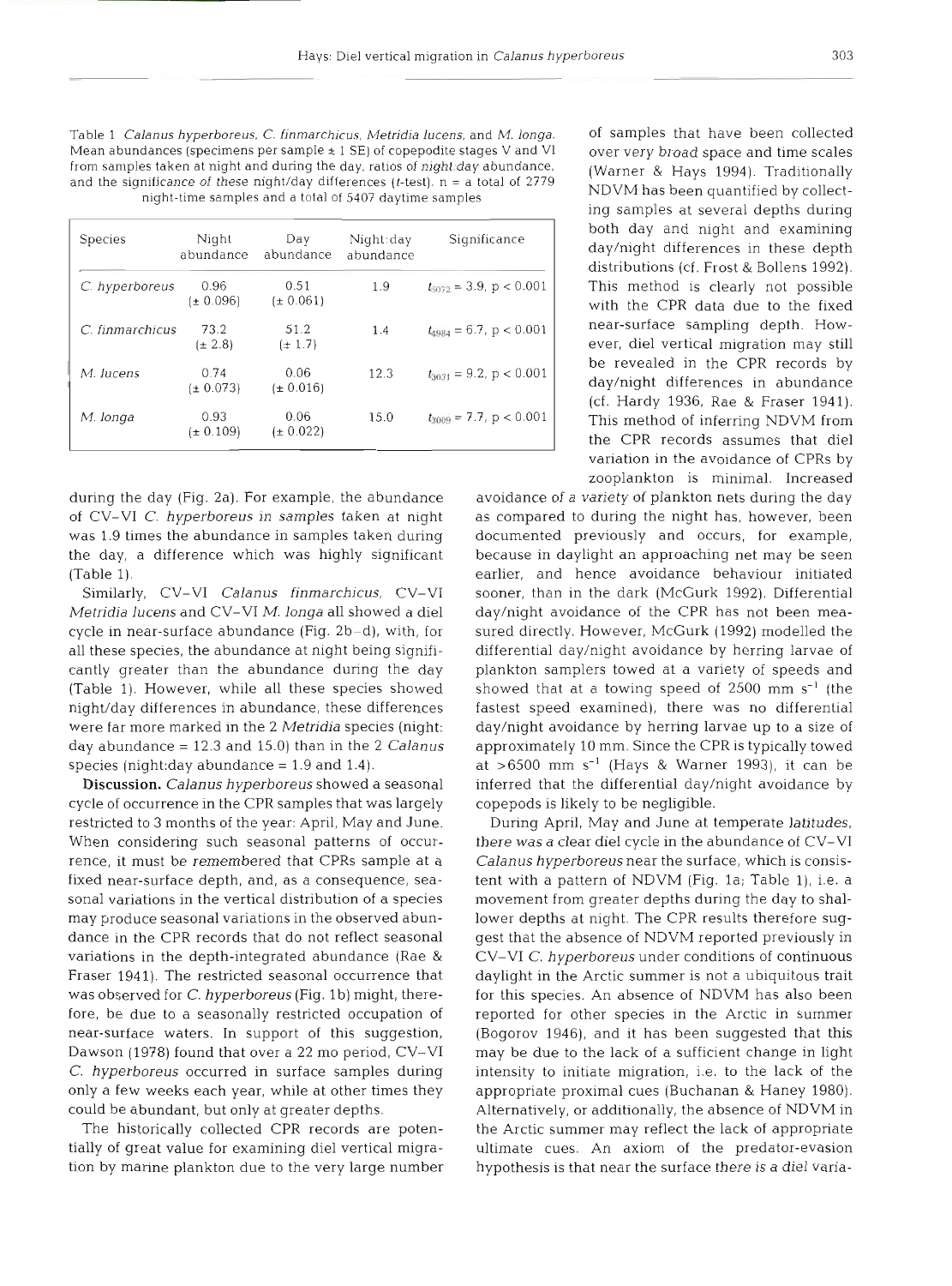Table 1 *Calanus hyperboreus*, *C. finmarchicus*, *Metridia lucens*, and *M. longa*. Mean abundances (specimens per sample ± 1 SE) of copepodite stages V and VI from samples taken at night and during the day, ratios of night:day abundance, and the significance of these night/day differences (*t*-test). n = a total of 2779 night-time samples and a total of 5407 daytime samples

| Species | Night abundance | Day abundance | Night:day abundance | Significance |
|---|---|---|---|---|
| *C. hyperboreus* | 0.96 (± 0.096) | 0.51 (± 0.061) | 1.9 | $t_{5072} = 3.9$, $p < 0.001$ |
| *C. finmarchicus* | 73.2 (± 2.8) | 51.2 (± 1.7) | 1.4 | $t_{4984} = 6.7$, $p < 0.001$ |
| *M. lucens* | 0.74 (± 0.073) | 0.06 (± 0.016) | 12.3 | $t_{3031} = 9.2$, $p < 0.001$ |
| *M. longa* | 0.93 (± 0.109) | 0.06 (± 0.022) | 15.0 | $t_{3009} = 7.7$, $p < 0.001$ |

during the day (Fig. 2a). For example, the abundance of CV–VI *C. hyperboreus* in samples taken at night was 1.9 times the abundance in samples taken during the day, a difference which was highly significant (Table 1).

Similarly, CV–VI *Calanus finmarchicus*, CV–VI *Metridia lucens* and CV–VI *M. longa* all showed a diel cycle in near-surface abundance (Fig. 2b–d), with, for all these species, the abundance at night being significantly greater than the abundance during the day (Table 1). However, while all these species showed night/day differences in abundance, these differences were far more marked in the 2 *Metridia* species (night: day abundance = 12.3 and 15.0) than in the 2 *Calanus* species (night:day abundance = 1.9 and 1.4).

**Discussion.** *Calanus hyperboreus* showed a seasonal cycle of occurrence in the CPR samples that was largely restricted to 3 months of the year: April, May and June. When considering such seasonal patterns of occurrence, it must be remembered that CPRs sample at a fixed near-surface depth, and, as a consequence, seasonal variations in the vertical distribution of a species may produce seasonal variations in the observed abundance in the CPR records that do not reflect seasonal variations in the depth-integrated abundance (Rae & Fraser 1941). The restricted seasonal occurrence that was observed for *C. hyperboreus* (Fig. 1b) might, therefore, be due to a seasonally restricted occupation of near-surface waters. In support of this suggestion, Dawson (1978) found that over a 22 mo period, CV–VI *C. hyperboreus* occurred in surface samples during only a few weeks each year, while at other times they could be abundant, but only at greater depths.

The historically collected CPR records are potentially of great value for examining diel vertical migration by marine plankton due to the very large number of samples that have been collected over very broad space and time scales (Warner & Hays 1994). Traditionally NDVM has been quantified by collecting samples at several depths during both day and night and examining day/night differences in these depth distributions (cf. Frost & Bollens 1992). This method is clearly not possible with the CPR data due to the fixed near-surface sampling depth. However, diel vertical migration may still be revealed in the CPR records by day/night differences in abundance (cf. Hardy 1936, Rae & Fraser 1941). This method of inferring NDVM from the CPR records assumes that diel variation in the avoidance of CPRs by zooplankton is minimal. Increased avoidance of a variety of plankton nets during the day as compared to during the night has, however, been documented previously and occurs, for example, because in daylight an approaching net may be seen earlier, and hence avoidance behaviour initiated sooner, than in the dark (McGurk 1992). Differential day/night avoidance of the CPR has not been measured directly. However, McGurk (1992) modelled the differential day/night avoidance by herring larvae of plankton samplers towed at a variety of speeds and showed that at a towing speed of 2500 mm $s^{-1}$ (the fastest speed examined), there was no differential day/night avoidance by herring larvae up to a size of approximately 10 mm. Since the CPR is typically towed at >6500 mm $s^{-1}$ (Hays & Warner 1993), it can be inferred that the differential day/night avoidance by copepods is likely to be negligible.

During April, May and June at temperate latitudes, there was a clear diel cycle in the abundance of CV–VI *Calanus hyperboreus* near the surface, which is consistent with a pattern of NDVM (Fig. 1a; Table 1), i.e. a movement from greater depths during the day to shallower depths at night. The CPR results therefore suggest that the absence of NDVM reported previously in CV–VI *C. hyperboreus* under conditions of continuous daylight in the Arctic summer is not a ubiquitous trait for this species. An absence of NDVM has also been reported for other species in the Arctic in summer (Bogorov 1946), and it has been suggested that this may be due to the lack of a sufficient change in light intensity to initiate migration, i.e. to the lack of the appropriate proximal cues (Buchanan & Haney 1980). Alternatively, or additionally, the absence of NDVM in the Arctic summer may reflect the lack of appropriate ultimate cues. An axiom of the predator-evasion hypothesis is that near the surface there is a diel varia-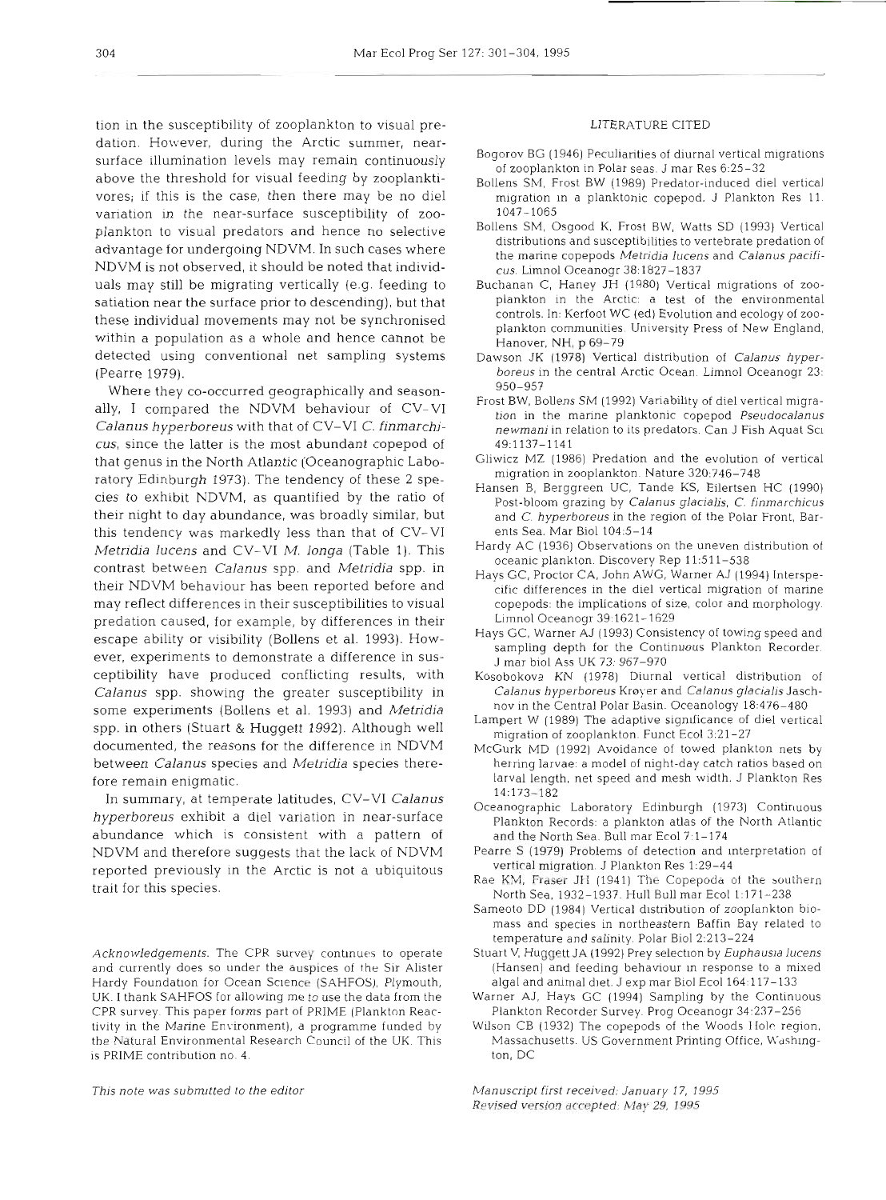tion in the susceptibility of zooplankton to visual predation. However, during the Arctic summer, near-surface illumination levels may remain continuously above the threshold for visual feeding by zooplanktivores; if this is the case, then there may be no diel variation in the near-surface susceptibility of zooplankton to visual predators and hence no selective advantage for undergoing NDVM. In such cases where NDVM is not observed, it should be noted that individuals may still be migrating vertically (e.g. feeding to satiation near the surface prior to descending), but that these individual movements may not be synchronised within a population as a whole and hence cannot be detected using conventional net sampling systems (Pearre 1979).

Where they co-occurred geographically and seasonally, I compared the NDVM behaviour of CV–VI *Calanus hyperboreus* with that of CV–VI *C. finmarchicus*, since the latter is the most abundant copepod of that genus in the North Atlantic (Oceanographic Laboratory Edinburgh 1973). The tendency of these 2 species to exhibit NDVM, as quantified by the ratio of their night to day abundance, was broadly similar, but this tendency was markedly less than that of CV–VI *Metridia lucens* and CV–VI *M. longa* (Table 1). This contrast between *Calanus* spp. and *Metridia* spp. in their NDVM behaviour has been reported before and may reflect differences in their susceptibilities to visual predation caused, for example, by differences in their escape ability or visibility (Bollens et al. 1993). However, experiments to demonstrate a difference in susceptibility have produced conflicting results, with *Calanus* spp. showing the greater susceptibility in some experiments (Bollens et al. 1993) and *Metridia* spp. in others (Stuart & Huggett 1992). Although well documented, the reasons for the difference in NDVM between *Calanus* species and *Metridia* species therefore remain enigmatic.

In summary, at temperate latitudes, CV–VI *Calanus hyperboreus* exhibit a diel variation in near-surface abundance which is consistent with a pattern of NDVM and therefore suggests that the lack of NDVM reported previously in the Arctic is not a ubiquitous trait for this species.

*Acknowledgements.* The CPR survey continues to operate and currently does so under the auspices of the Sir Alister Hardy Foundation for Ocean Science (SAHFOS), Plymouth, UK. I thank SAHFOS for allowing me to use the data from the CPR survey. This paper forms part of PRIME (Plankton Reactivity in the Marine Environment), a programme funded by the Natural Environmental Research Council of the UK. This is PRIME contribution no. 4.

*This note was submitted to the editor*

## LITERATURE CITED

Bogorov BG (1946) Peculiarities of diurnal vertical migrations of zooplankton in Polar seas. J mar Res 6:25–32

Bollens SM, Frost BW (1989) Predator-induced diel vertical migration in a planktonic copepod. J Plankton Res 11: 1047–1065

Bollens SM, Osgood K, Frost BW, Watts SD (1993) Vertical distributions and susceptibilities to vertebrate predation of the marine copepods *Metridia lucens* and *Calanus pacificus*. Limnol Oceanogr 38:1827–1837

Buchanan C, Haney JH (1980) Vertical migrations of zooplankton in the Arctic: a test of the environmental controls. In: Kerfoot WC (ed) Evolution and ecology of zooplankton communities. University Press of New England, Hanover, NH, p 69–79

Dawson JK (1978) Vertical distribution of *Calanus hyperboreus* in the central Arctic Ocean. Limnol Oceanogr 23: 950–957

Frost BW, Bollens SM (1992) Variability of diel vertical migration in the marine planktonic copepod *Pseudocalanus newmani* in relation to its predators. Can J Fish Aquat Sci 49:1137–1141

Gliwicz MZ (1986) Predation and the evolution of vertical migration in zooplankton. Nature 320:746–748

Hansen B, Berggreen UC, Tande KS, Eilertsen HC (1990) Post-bloom grazing by *Calanus glacialis*, *C. finmarchicus* and *C. hyperboreus* in the region of the Polar Front, Barents Sea. Mar Biol 104:5–14

Hardy AC (1936) Observations on the uneven distribution of oceanic plankton. Discovery Rep 11:511–538

Hays GC, Proctor CA, John AWG, Warner AJ (1994) Interspecific differences in the diel vertical migration of marine copepods: the implications of size, color and morphology. Limnol Oceanogr 39:1621–1629

Hays GC, Warner AJ (1993) Consistency of towing speed and sampling depth for the Continuous Plankton Recorder. J mar biol Ass UK 73: 967–970

Kosobokova KN (1978) Diurnal vertical distribution of *Calanus hyperboreus* Krøyer and *Calanus glacialis* Jaschnov in the Central Polar Basin. Oceanology 18:476–480

Lampert W (1989) The adaptive significance of diel vertical migration of zooplankton. Funct Ecol 3:21–27

McGurk MD (1992) Avoidance of towed plankton nets by herring larvae: a model of night-day catch ratios based on larval length, net speed and mesh width. J Plankton Res 14:173–182

Oceanographic Laboratory Edinburgh (1973) Continuous Plankton Records: a plankton atlas of the North Atlantic and the North Sea. Bull mar Ecol 7:1–174

Pearre S (1979) Problems of detection and interpretation of vertical migration. J Plankton Res 1:29–44

Rae KM, Fraser JH (1941) The Copepoda of the southern North Sea, 1932–1937. Hull Bull mar Ecol 1:171–238

Sameoto DD (1984) Vertical distribution of zooplankton biomass and species in northeastern Baffin Bay related to temperature and salinity. Polar Biol 2:213–224

Stuart V, Huggett JA (1992) Prey selection by *Euphausia lucens* (Hansen) and feeding behaviour in response to a mixed algal and animal diet. J exp mar Biol Ecol 164:117–133

Warner AJ, Hays GC (1994) Sampling by the Continuous Plankton Recorder Survey. Prog Oceanogr 34:237–256

Wilson CB (1932) The copepods of the Woods Hole region, Massachusetts. US Government Printing Office, Washington, DC

*Manuscript first received: January 17, 1995*
*Revised version accepted: May 29, 1995*